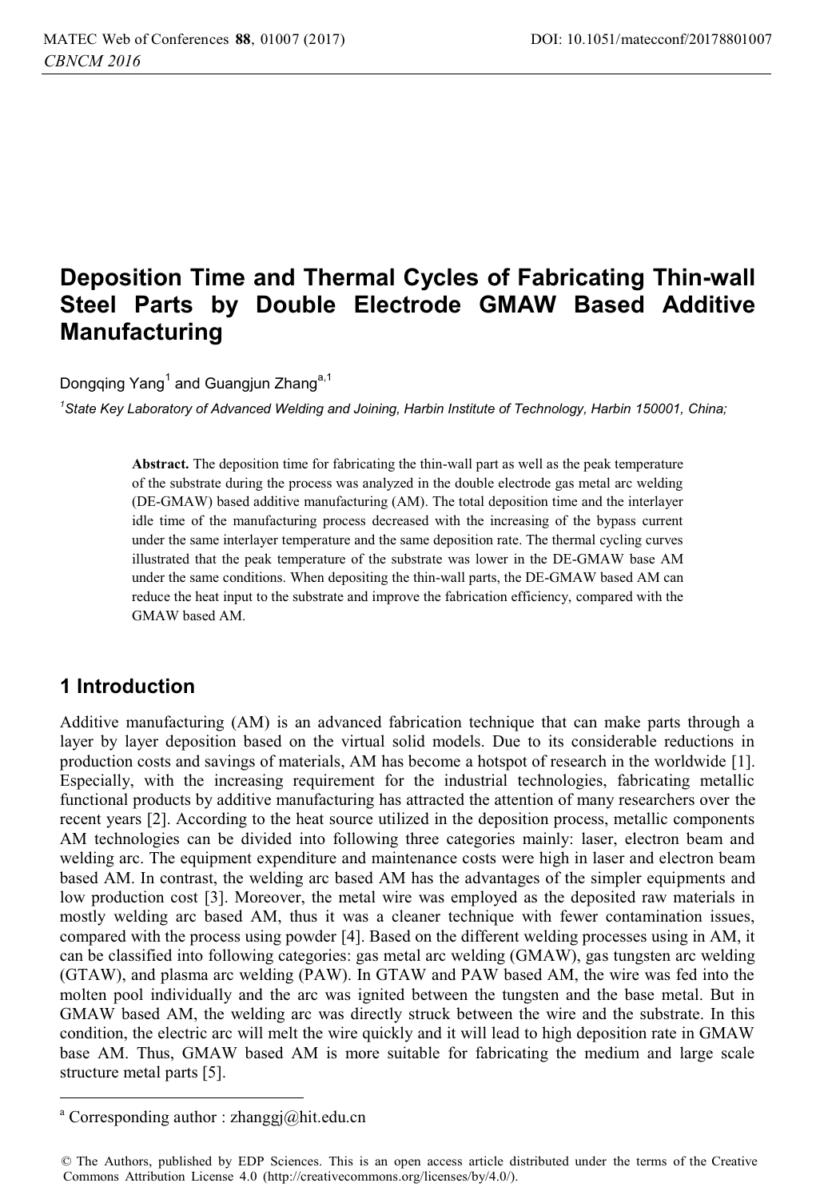# Deposition Time and Thermal Cycles of Fabricating Thin-wall Steel Parts by Double Electrode GMAW Based Additive Manufacturing

Dongqing Yang[1] and Guangjun Zhang[a,1]

[1]*State Key Laboratory of Advanced Welding and Joining, Harbin Institute of Technology, Harbin 150001, China;*

**Abstract.** The deposition time for fabricating the thin-wall part as well as the peak temperature of the substrate during the process was analyzed in the double electrode gas metal arc welding (DE-GMAW) based additive manufacturing (AM). The total deposition time and the interlayer idle time of the manufacturing process decreased with the increasing of the bypass current under the same interlayer temperature and the same deposition rate. The thermal cycling curves illustrated that the peak temperature of the substrate was lower in the DE-GMAW base AM under the same conditions. When depositing the thin-wall parts, the DE-GMAW based AM can reduce the heat input to the substrate and improve the fabrication efficiency, compared with the GMAW based AM.

## 1 Introduction

Additive manufacturing (AM) is an advanced fabrication technique that can make parts through a layer by layer deposition based on the virtual solid models. Due to its considerable reductions in production costs and savings of materials, AM has become a hotspot of research in the worldwide [1]. Especially, with the increasing requirement for the industrial technologies, fabricating metallic functional products by additive manufacturing has attracted the attention of many researchers over the recent years [2]. According to the heat source utilized in the deposition process, metallic components AM technologies can be divided into following three categories mainly: laser, electron beam and welding arc. The equipment expenditure and maintenance costs were high in laser and electron beam based AM. In contrast, the welding arc based AM has the advantages of the simpler equipments and low production cost [3]. Moreover, the metal wire was employed as the deposited raw materials in mostly welding arc based AM, thus it was a cleaner technique with fewer contamination issues, compared with the process using powder [4]. Based on the different welding processes using in AM, it can be classified into following categories: gas metal arc welding (GMAW), gas tungsten arc welding (GTAW), and plasma arc welding (PAW). In GTAW and PAW based AM, the wire was fed into the molten pool individually and the arc was ignited between the tungsten and the base metal. But in GMAW based AM, the welding arc was directly struck between the wire and the substrate. In this condition, the electric arc will melt the wire quickly and it will lead to high deposition rate in GMAW base AM. Thus, GMAW based AM is more suitable for fabricating the medium and large scale structure metal parts [5].

[a] Corresponding author : zhanggj@hit.edu.cn

© The Authors, published by EDP Sciences. This is an open access article distributed under the terms of the Creative Commons Attribution License 4.0 (http://creativecommons.org/licenses/by/4.0/).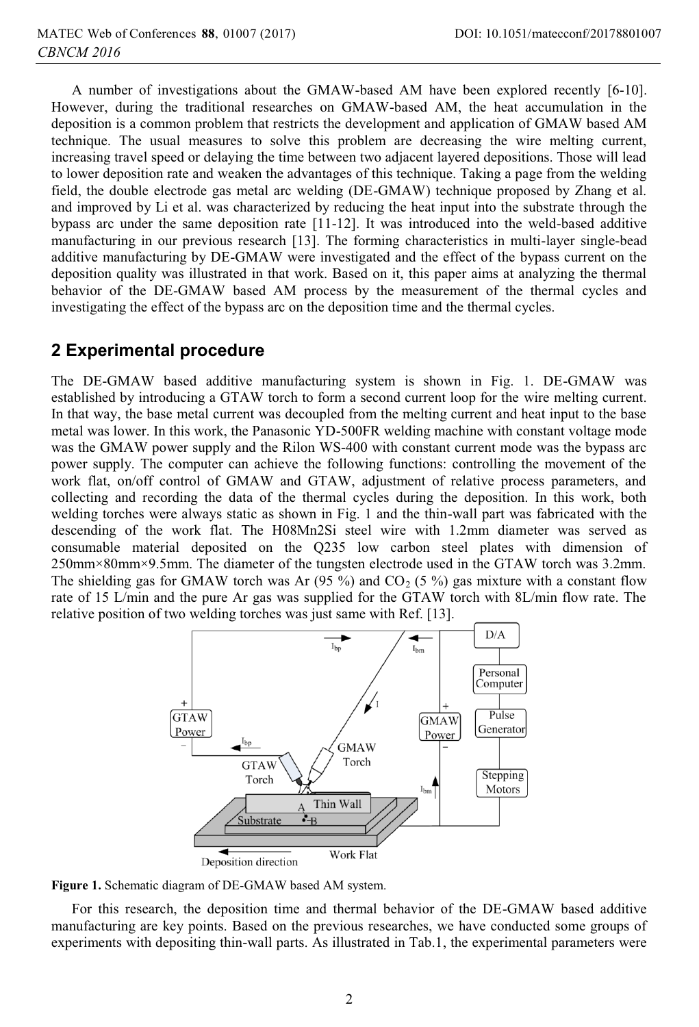A number of investigations about the GMAW-based AM have been explored recently [6-10]. However, during the traditional researches on GMAW-based AM, the heat accumulation in the deposition is a common problem that restricts the development and application of GMAW based AM technique. The usual measures to solve this problem are decreasing the wire melting current, increasing travel speed or delaying the time between two adjacent layered depositions. Those will lead to lower deposition rate and weaken the advantages of this technique. Taking a page from the welding field, the double electrode gas metal arc welding (DE-GMAW) technique proposed by Zhang et al. and improved by Li et al. was characterized by reducing the heat input into the substrate through the bypass arc under the same deposition rate [11-12]. It was introduced into the weld-based additive manufacturing in our previous research [13]. The forming characteristics in multi-layer single-bead additive manufacturing by DE-GMAW were investigated and the effect of the bypass current on the deposition quality was illustrated in that work. Based on it, this paper aims at analyzing the thermal behavior of the DE-GMAW based AM process by the measurement of the thermal cycles and investigating the effect of the bypass arc on the deposition time and the thermal cycles.

## 2 Experimental procedure

The DE-GMAW based additive manufacturing system is shown in Fig. 1. DE-GMAW was established by introducing a GTAW torch to form a second current loop for the wire melting current. In that way, the base metal current was decoupled from the melting current and heat input to the base metal was lower. In this work, the Panasonic YD-500FR welding machine with constant voltage mode was the GMAW power supply and the Rilon WS-400 with constant current mode was the bypass arc power supply. The computer can achieve the following functions: controlling the movement of the work flat, on/off control of GMAW and GTAW, adjustment of relative process parameters, and collecting and recording the data of the thermal cycles during the deposition. In this work, both welding torches were always static as shown in Fig. 1 and the thin-wall part was fabricated with the descending of the work flat. The H08Mn2Si steel wire with 1.2mm diameter was served as consumable material deposited on the Q235 low carbon steel plates with dimension of 250mm×80mm×9.5mm. The diameter of the tungsten electrode used in the GTAW torch was 3.2mm. The shielding gas for GMAW torch was Ar (95 %) and $CO_2$ (5 %) gas mixture with a constant flow rate of 15 L/min and the pure Ar gas was supplied for the GTAW torch with 8L/min flow rate. The relative position of two welding torches was just same with Ref. [13].

**Figure 1.** Schematic diagram of DE-GMAW based AM system.

For this research, the deposition time and thermal behavior of the DE-GMAW based additive manufacturing are key points. Based on the previous researches, we have conducted some groups of experiments with depositing thin-wall parts. As illustrated in Tab.1, the experimental parameters were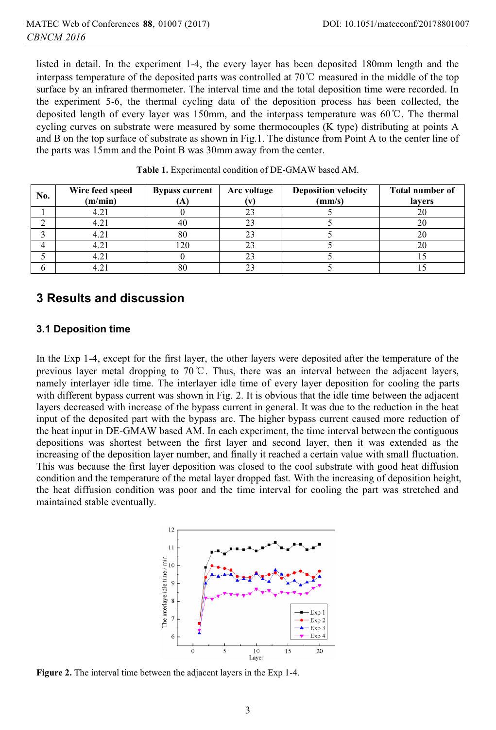listed in detail. In the experiment 1-4, the every layer has been deposited 180mm length and the interpass temperature of the deposited parts was controlled at 70℃ measured in the middle of the top surface by an infrared thermometer. The interval time and the total deposition time were recorded. In the experiment 5-6, the thermal cycling data of the deposition process has been collected, the deposited length of every layer was 150mm, and the interpass temperature was 60℃. The thermal cycling curves on substrate were measured by some thermocouples (K type) distributing at points A and B on the top surface of substrate as shown in Fig.1. The distance from Point A to the center line of the parts was 15mm and the Point B was 30mm away from the center.

**Table 1.** Experimental condition of DE-GMAW based AM.

| No. | Wire feed speed (m/min) | Bypass current (A) | Arc voltage (v) | Deposition velocity (mm/s) | Total number of layers |
|---|---|---|---|---|---|
| 1 | 4.21 | 0 | 23 | 5 | 20 |
| 2 | 4.21 | 40 | 23 | 5 | 20 |
| 3 | 4.21 | 80 | 23 | 5 | 20 |
| 4 | 4.21 | 120 | 23 | 5 | 20 |
| 5 | 4.21 | 0 | 23 | 5 | 15 |
| 6 | 4.21 | 80 | 23 | 5 | 15 |

## 3 Results and discussion

### 3.1 Deposition time

In the Exp 1-4, except for the first layer, the other layers were deposited after the temperature of the previous layer metal dropping to 70℃. Thus, there was an interval between the adjacent layers, namely interlayer idle time. The interlayer idle time of every layer deposition for cooling the parts with different bypass current was shown in Fig. 2. It is obvious that the idle time between the adjacent layers decreased with increase of the bypass current in general. It was due to the reduction in the heat input of the deposited part with the bypass arc. The higher bypass current caused more reduction of the heat input in DE-GMAW based AM. In each experiment, the time interval between the contiguous depositions was shortest between the first layer and second layer, then it was extended as the increasing of the deposition layer number, and finally it reached a certain value with small fluctuation. This was because the first layer deposition was closed to the cool substrate with good heat diffusion condition and the temperature of the metal layer dropped fast. With the increasing of deposition height, the heat diffusion condition was poor and the time interval for cooling the part was stretched and maintained stable eventually.

**Figure 2.** The interval time between the adjacent layers in the Exp 1-4.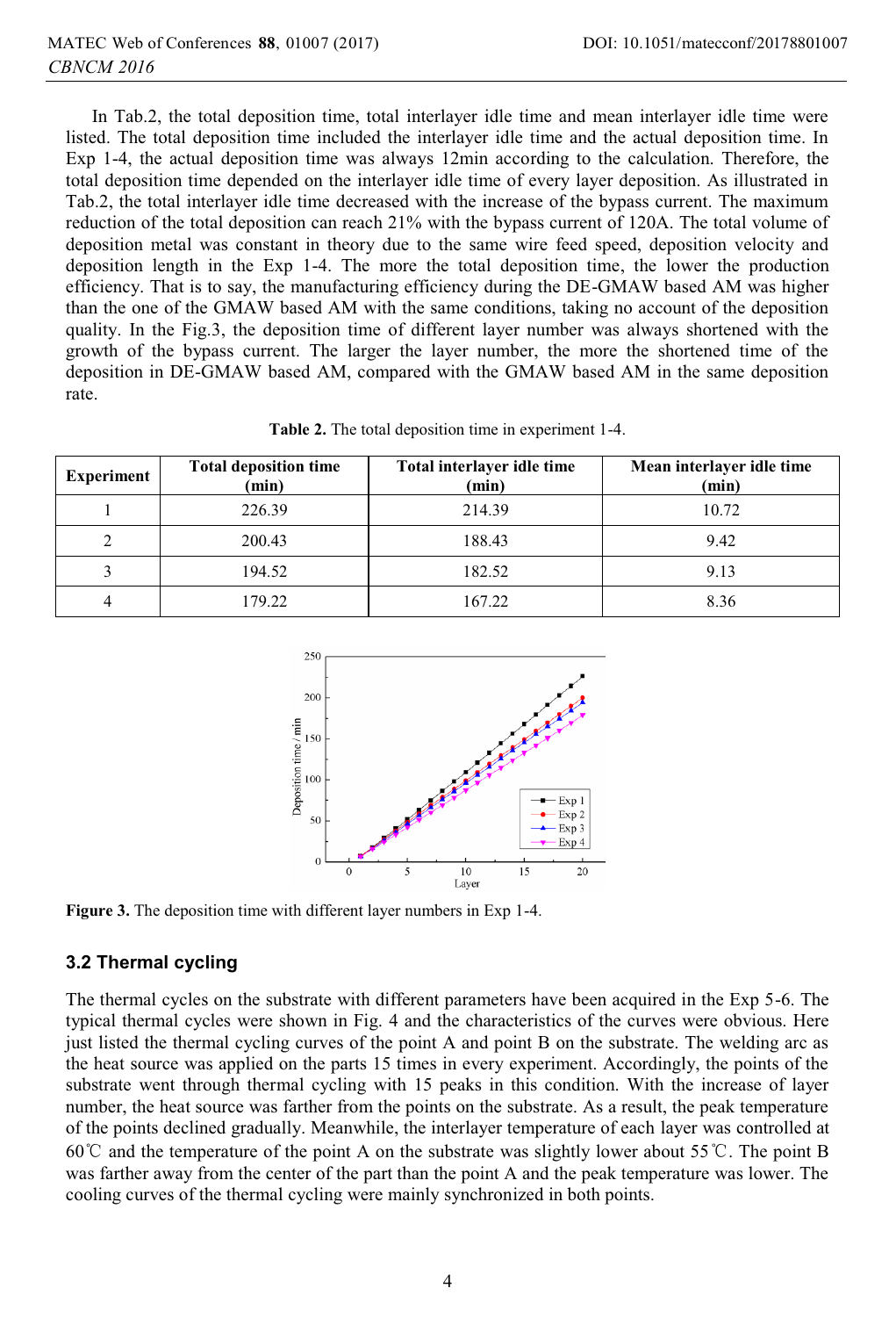In Tab.2, the total deposition time, total interlayer idle time and mean interlayer idle time were listed. The total deposition time included the interlayer idle time and the actual deposition time. In Exp 1-4, the actual deposition time was always 12min according to the calculation. Therefore, the total deposition time depended on the interlayer idle time of every layer deposition. As illustrated in Tab.2, the total interlayer idle time decreased with the increase of the bypass current. The maximum reduction of the total deposition can reach 21% with the bypass current of 120A. The total volume of deposition metal was constant in theory due to the same wire feed speed, deposition velocity and deposition length in the Exp 1-4. The more the total deposition time, the lower the production efficiency. That is to say, the manufacturing efficiency during the DE-GMAW based AM was higher than the one of the GMAW based AM with the same conditions, taking no account of the deposition quality. In the Fig.3, the deposition time of different layer number was always shortened with the growth of the bypass current. The larger the layer number, the more the shortened time of the deposition in DE-GMAW based AM, compared with the GMAW based AM in the same deposition rate.

**Table 2.** The total deposition time in experiment 1-4.

| Experiment | Total deposition time (min) | Total interlayer idle time (min) | Mean interlayer idle time (min) |
|---|---|---|---|
| 1 | 226.39 | 214.39 | 10.72 |
| 2 | 200.43 | 188.43 | 9.42 |
| 3 | 194.52 | 182.52 | 9.13 |
| 4 | 179.22 | 167.22 | 8.36 |

**Figure 3.** The deposition time with different layer numbers in Exp 1-4.

### 3.2 Thermal cycling

The thermal cycles on the substrate with different parameters have been acquired in the Exp 5-6. The typical thermal cycles were shown in Fig. 4 and the characteristics of the curves were obvious. Here just listed the thermal cycling curves of the point A and point B on the substrate. The welding arc as the heat source was applied on the parts 15 times in every experiment. Accordingly, the points of the substrate went through thermal cycling with 15 peaks in this condition. With the increase of layer number, the heat source was farther from the points on the substrate. As a result, the peak temperature of the points declined gradually. Meanwhile, the interlayer temperature of each layer was controlled at 60℃ and the temperature of the point A on the substrate was slightly lower about 55℃. The point B was farther away from the center of the part than the point A and the peak temperature was lower. The cooling curves of the thermal cycling were mainly synchronized in both points.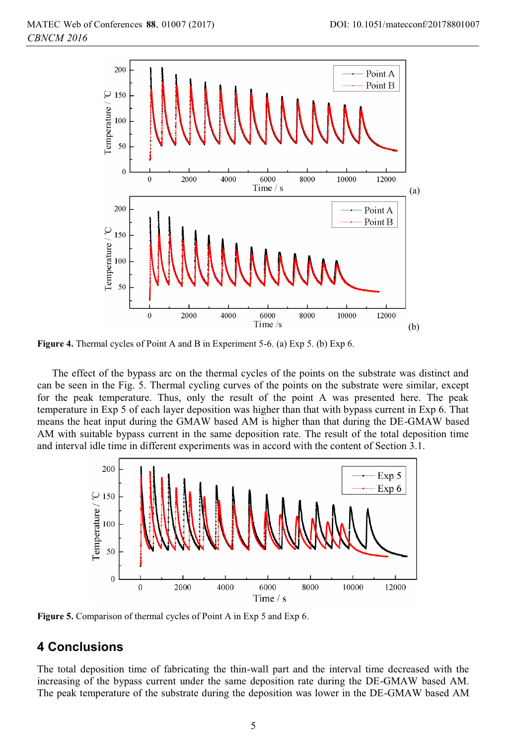Figure 4. Thermal cycles of Point A and B in Experiment 5-6. (a) Exp 5. (b) Exp 6.

The effect of the bypass arc on the thermal cycles of the points on the substrate was distinct and can be seen in the Fig. 5. Thermal cycling curves of the points on the substrate were similar, except for the peak temperature. Thus, only the result of the point A was presented here. The peak temperature in Exp 5 of each layer deposition was higher than that with bypass current in Exp 6. That means the heat input during the GMAW based AM is higher than that during the DE-GMAW based AM with suitable bypass current in the same deposition rate. The result of the total deposition time and interval idle time in different experiments was in accord with the content of Section 3.1.

Figure 5. Comparison of thermal cycles of Point A in Exp 5 and Exp 6.

## 4 Conclusions

The total deposition time of fabricating the thin-wall part and the interval time decreased with the increasing of the bypass current under the same deposition rate during the DE-GMAW based AM. The peak temperature of the substrate during the deposition was lower in the DE-GMAW based AM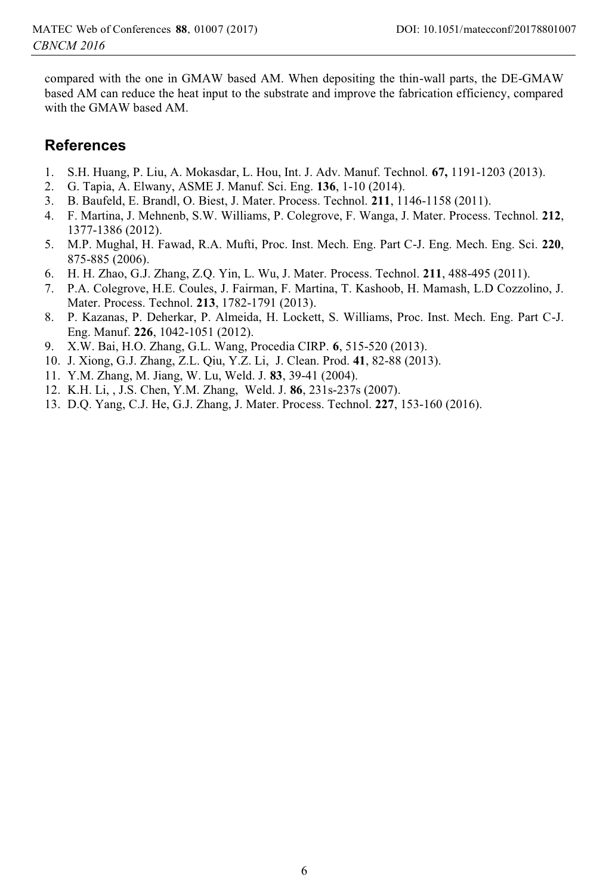compared with the one in GMAW based AM. When depositing the thin-wall parts, the DE-GMAW based AM can reduce the heat input to the substrate and improve the fabrication efficiency, compared with the GMAW based AM.

## References

1. S.H. Huang, P. Liu, A. Mokasdar, L. Hou, Int. J. Adv. Manuf. Technol. **67,** 1191-1203 (2013).
2. G. Tapia, A. Elwany, ASME J. Manuf. Sci. Eng. **136**, 1-10 (2014).
3. B. Baufeld, E. Brandl, O. Biest, J. Mater. Process. Technol. **211**, 1146-1158 (2011).
4. F. Martina, J. Mehnenb, S.W. Williams, P. Colegrove, F. Wanga, J. Mater. Process. Technol. **212**, 1377-1386 (2012).
5. M.P. Mughal, H. Fawad, R.A. Mufti, Proc. Inst. Mech. Eng. Part C-J. Eng. Mech. Eng. Sci. **220**, 875-885 (2006).
6. H. H. Zhao, G.J. Zhang, Z.Q. Yin, L. Wu, J. Mater. Process. Technol. **211**, 488-495 (2011).
7. P.A. Colegrove, H.E. Coules, J. Fairman, F. Martina, T. Kashoob, H. Mamash, L.D Cozzolino, J. Mater. Process. Technol. **213**, 1782-1791 (2013).
8. P. Kazanas, P. Deherkar, P. Almeida, H. Lockett, S. Williams, Proc. Inst. Mech. Eng. Part C-J. Eng. Manuf. **226**, 1042-1051 (2012).
9. X.W. Bai, H.O. Zhang, G.L. Wang, Procedia CIRP. **6**, 515-520 (2013).
10. J. Xiong, G.J. Zhang, Z.L. Qiu, Y.Z. Li, J. Clean. Prod. **41**, 82-88 (2013).
11. Y.M. Zhang, M. Jiang, W. Lu, Weld. J. **83**, 39-41 (2004).
12. K.H. Li, , J.S. Chen, Y.M. Zhang, Weld. J. **86**, 231s-237s (2007).
13. D.Q. Yang, C.J. He, G.J. Zhang, J. Mater. Process. Technol. **227**, 153-160 (2016).